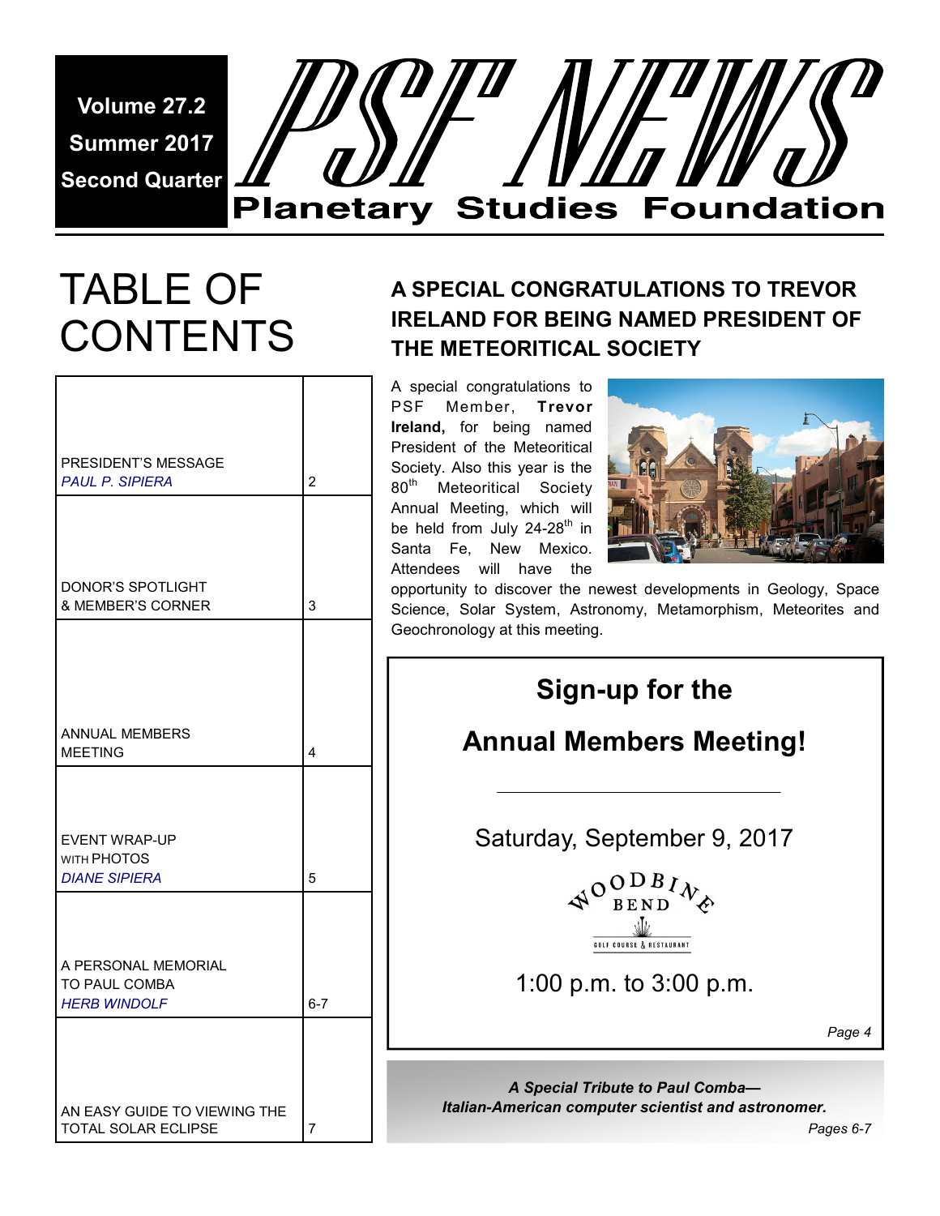Volume 27.2
Summer 2017
Second Quarter

# PSF NEWS
## Planetary Studies Foundation

# TABLE OF CONTENTS

| | |
|---|---|
| PRESIDENT'S MESSAGE *PAUL P. SIPIERA* | 2 |
| DONOR'S SPOTLIGHT & MEMBER'S CORNER | 3 |
| ANNUAL MEMBERS MEETING | 4 |
| EVENT WRAP-UP WITH PHOTOS *DIANE SIPIERA* | 5 |
| A PERSONAL MEMORIAL TO PAUL COMBA *HERB WINDOLF* | 6-7 |
| AN EASY GUIDE TO VIEWING THE TOTAL SOLAR ECLIPSE | 7 |

## A SPECIAL CONGRATULATIONS TO TREVOR IRELAND FOR BEING NAMED PRESIDENT OF THE METEORITICAL SOCIETY

A special congratulations to PSF Member, **Trevor Ireland,** for being named President of the Meteoritical Society. Also this year is the 80th Meteoritical Society Annual Meeting, which will be held from July 24-28th in Santa Fe, New Mexico. Attendees will have the opportunity to discover the newest developments in Geology, Space Science, Solar System, Astronomy, Metamorphism, Meteorites and Geochronology at this meeting.

**Sign-up for the**

**Annual Members Meeting!**

Saturday, September 9, 2017

WOODBINE BEND
GOLF COURSE & RESTAURANT

1:00 p.m. to 3:00 p.m.

*Page 4*

***A Special Tribute to Paul Comba—***
***Italian-American computer scientist and astronomer.***
*Pages 6-7*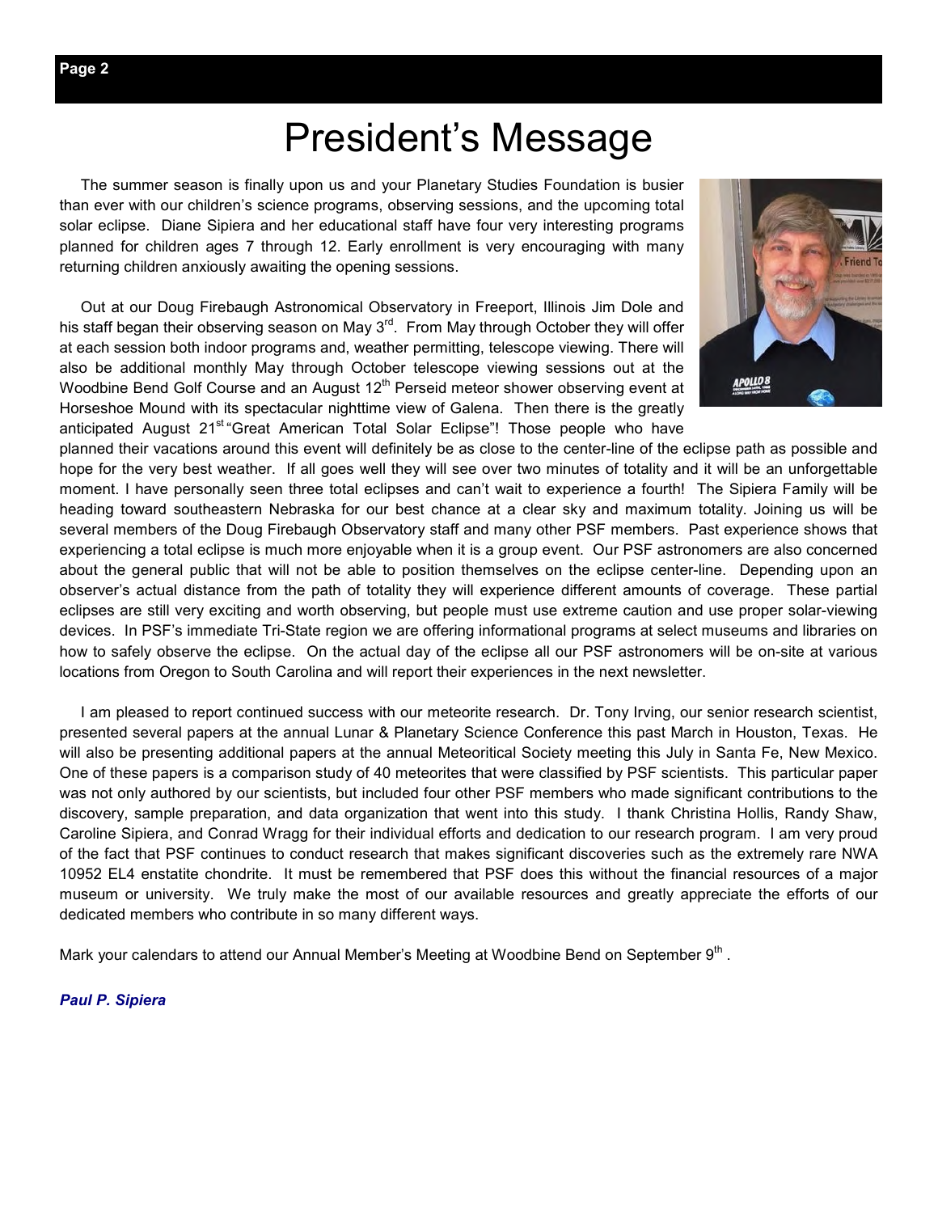# President's Message

The summer season is finally upon us and your Planetary Studies Foundation is busier than ever with our children's science programs, observing sessions, and the upcoming total solar eclipse. Diane Sipiera and her educational staff have four very interesting programs planned for children ages 7 through 12. Early enrollment is very encouraging with many returning children anxiously awaiting the opening sessions.

Out at our Doug Firebaugh Astronomical Observatory in Freeport, Illinois Jim Dole and his staff began their observing season on May 3rd. From May through October they will offer at each session both indoor programs and, weather permitting, telescope viewing. There will also be additional monthly May through October telescope viewing sessions out at the Woodbine Bend Golf Course and an August 12th Perseid meteor shower observing event at Horseshoe Mound with its spectacular nighttime view of Galena. Then there is the greatly anticipated August 21st "Great American Total Solar Eclipse"! Those people who have planned their vacations around this event will definitely be as close to the center-line of the eclipse path as possible and hope for the very best weather. If all goes well they will see over two minutes of totality and it will be an unforgettable moment. I have personally seen three total eclipses and can't wait to experience a fourth! The Sipiera Family will be heading toward southeastern Nebraska for our best chance at a clear sky and maximum totality. Joining us will be several members of the Doug Firebaugh Observatory staff and many other PSF members. Past experience shows that experiencing a total eclipse is much more enjoyable when it is a group event. Our PSF astronomers are also concerned about the general public that will not be able to position themselves on the eclipse center-line. Depending upon an observer's actual distance from the path of totality they will experience different amounts of coverage. These partial eclipses are still very exciting and worth observing, but people must use extreme caution and use proper solar-viewing devices. In PSF's immediate Tri-State region we are offering informational programs at select museums and libraries on how to safely observe the eclipse. On the actual day of the eclipse all our PSF astronomers will be on-site at various locations from Oregon to South Carolina and will report their experiences in the next newsletter.

I am pleased to report continued success with our meteorite research. Dr. Tony Irving, our senior research scientist, presented several papers at the annual Lunar & Planetary Science Conference this past March in Houston, Texas. He will also be presenting additional papers at the annual Meteoritical Society meeting this July in Santa Fe, New Mexico. One of these papers is a comparison study of 40 meteorites that were classified by PSF scientists. This particular paper was not only authored by our scientists, but included four other PSF members who made significant contributions to the discovery, sample preparation, and data organization that went into this study. I thank Christina Hollis, Randy Shaw, Caroline Sipiera, and Conrad Wragg for their individual efforts and dedication to our research program. I am very proud of the fact that PSF continues to conduct research that makes significant discoveries such as the extremely rare NWA 10952 EL4 enstatite chondrite. It must be remembered that PSF does this without the financial resources of a major museum or university. We truly make the most of our available resources and greatly appreciate the efforts of our dedicated members who contribute in so many different ways.

Mark your calendars to attend our Annual Member's Meeting at Woodbine Bend on September 9th.

***Paul P. Sipiera***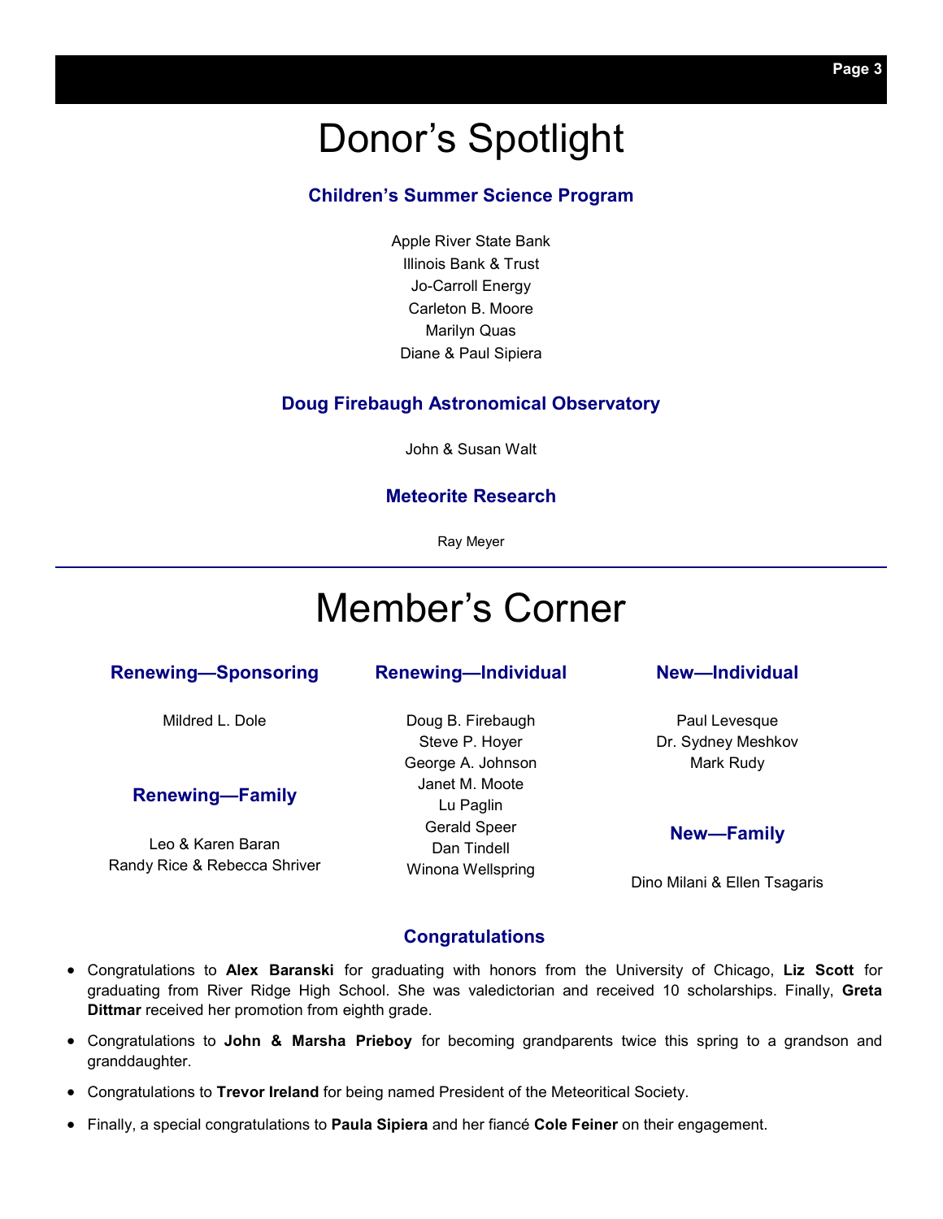# Donor’s Spotlight

### Children’s Summer Science Program

Apple River State Bank
Illinois Bank & Trust
Jo-Carroll Energy
Carleton B. Moore
Marilyn Quas
Diane & Paul Sipiera

### Doug Firebaugh Astronomical Observatory

John & Susan Walt

### Meteorite Research

Ray Meyer

---

# Member’s Corner

### Renewing—Sponsoring

Mildred L. Dole

### Renewing—Family

Leo & Karen Baran
Randy Rice & Rebecca Shriver

### Renewing—Individual

Doug B. Firebaugh
Steve P. Hoyer
George A. Johnson
Janet M. Moote
Lu Paglin
Gerald Speer
Dan Tindell
Winona Wellspring

### New—Individual

Paul Levesque
Dr. Sydney Meshkov
Mark Rudy

### New—Family

Dino Milani & Ellen Tsagaris

### Congratulations

- Congratulations to **Alex Baranski** for graduating with honors from the University of Chicago, **Liz Scott** for graduating from River Ridge High School. She was valedictorian and received 10 scholarships. Finally, **Greta Dittmar** received her promotion from eighth grade.
- Congratulations to **John & Marsha Prieboy** for becoming grandparents twice this spring to a grandson and granddaughter.
- Congratulations to **Trevor Ireland** for being named President of the Meteoritical Society.
- Finally, a special congratulations to **Paula Sipiera** and her fiancé **Cole Feiner** on their engagement.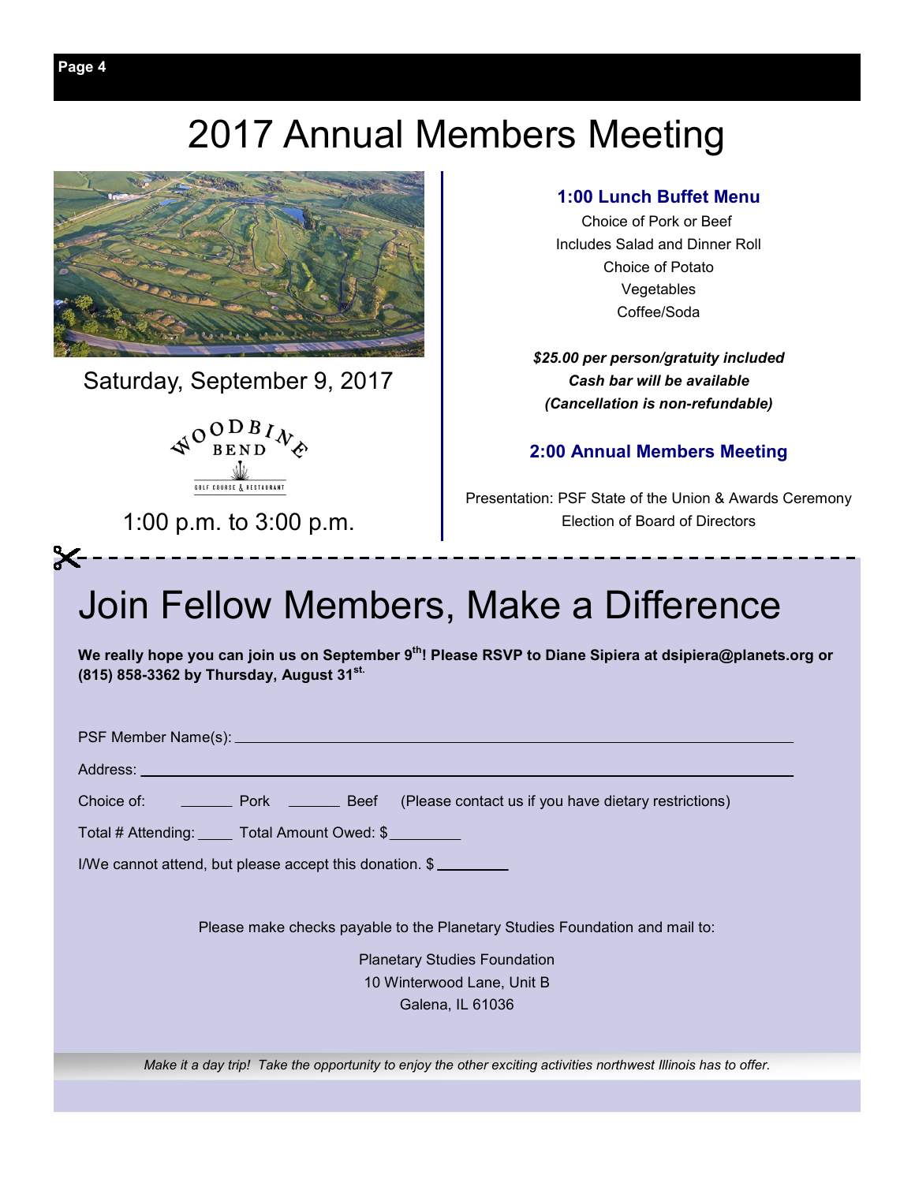# 2017 Annual Members Meeting

Saturday, September 9, 2017

WOODBINE BEND
GOLF COURSE & RESTAURANT

1:00 p.m. to 3:00 p.m.

### 1:00 Lunch Buffet Menu

Choice of Pork or Beef
Includes Salad and Dinner Roll
Choice of Potato
Vegetables
Coffee/Soda

***$25.00 per person/gratuity included***
***Cash bar will be available***
***(Cancellation is non-refundable)***

### 2:00 Annual Members Meeting

Presentation: PSF State of the Union & Awards Ceremony
Election of Board of Directors

# Join Fellow Members, Make a Difference

**We really hope you can join us on September 9th! Please RSVP to Diane Sipiera at dsipiera@planets.org or (815) 858-3362 by Thursday, August 31st.**

PSF Member Name(s): ______________________________

Address: ______________________________

Choice of: _______ Pork _______ Beef (Please contact us if you have dietary restrictions)

Total # Attending: _____ Total Amount Owed: $_________

I/We cannot attend, but please accept this donation. $ _________

Please make checks payable to the Planetary Studies Foundation and mail to:

Planetary Studies Foundation
10 Winterwood Lane, Unit B
Galena, IL 61036

*Make it a day trip! Take the opportunity to enjoy the other exciting activities northwest Illinois has to offer.*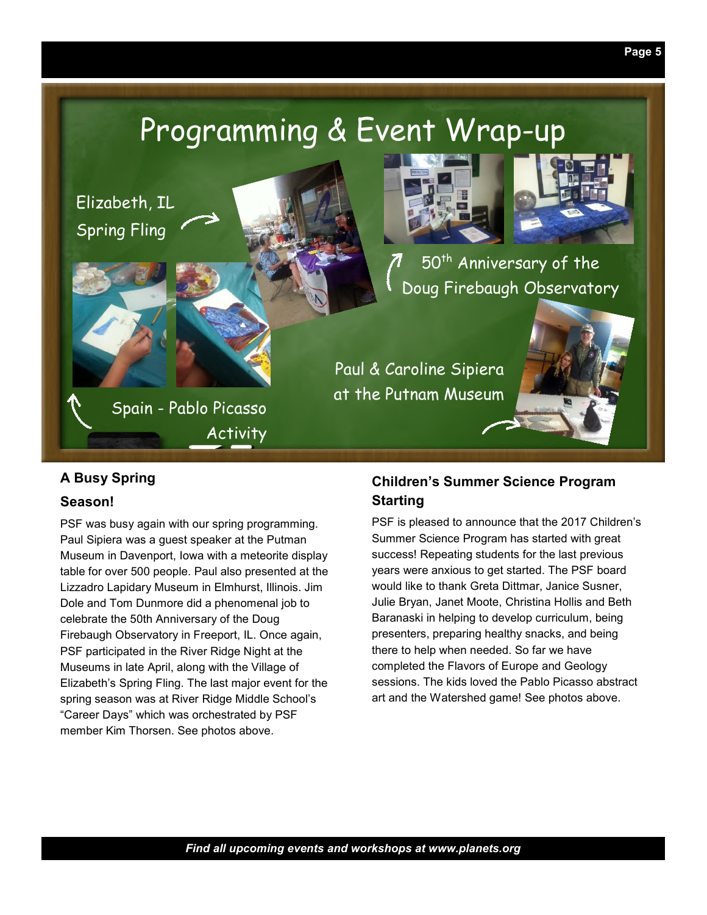# Programming & Event Wrap-up

Elizabeth, IL Spring Fling

50th Anniversary of the Doug Firebaugh Observatory

Paul & Caroline Sipiera at the Putnam Museum

Spain - Pablo Picasso Activity

## A Busy Spring Season!

PSF was busy again with our spring programming. Paul Sipiera was a guest speaker at the Putman Museum in Davenport, Iowa with a meteorite display table for over 500 people. Paul also presented at the Lizzadro Lapidary Museum in Elmhurst, Illinois. Jim Dole and Tom Dunmore did a phenomenal job to celebrate the 50th Anniversary of the Doug Firebaugh Observatory in Freeport, IL. Once again, PSF participated in the River Ridge Night at the Museums in late April, along with the Village of Elizabeth's Spring Fling. The last major event for the spring season was at River Ridge Middle School's "Career Days" which was orchestrated by PSF member Kim Thorsen. See photos above.

## Children's Summer Science Program Starting

PSF is pleased to announce that the 2017 Children's Summer Science Program has started with great success! Repeating students for the last previous years were anxious to get started. The PSF board would like to thank Greta Dittmar, Janice Susner, Julie Bryan, Janet Moote, Christina Hollis and Beth Baranaski in helping to develop curriculum, being presenters, preparing healthy snacks, and being there to help when needed. So far we have completed the Flavors of Europe and Geology sessions. The kids loved the Pablo Picasso abstract art and the Watershed game! See photos above.

*Find all upcoming events and workshops at www.planets.org*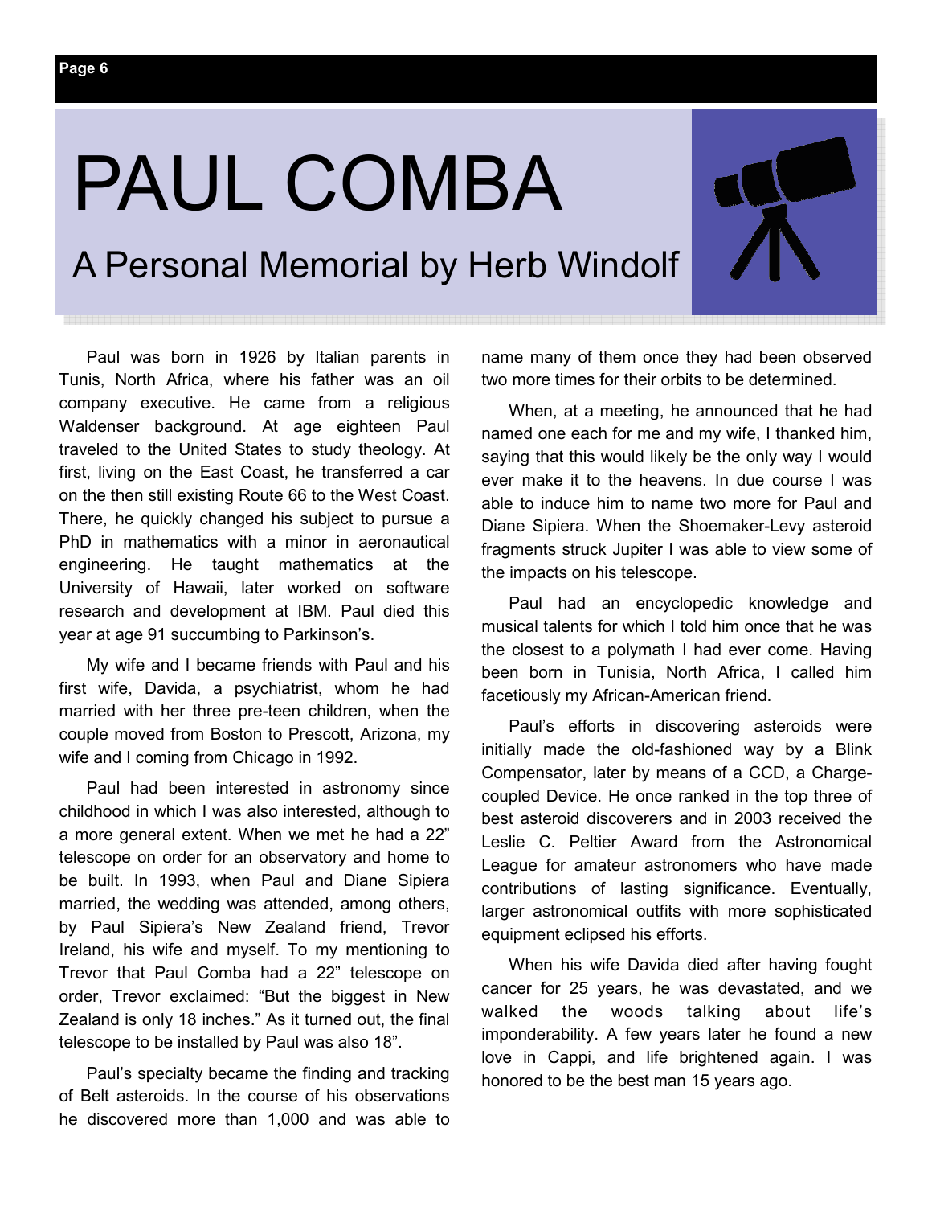# PAUL COMBA

## A Personal Memorial by Herb Windolf

Paul was born in 1926 by Italian parents in Tunis, North Africa, where his father was an oil company executive. He came from a religious Waldenser background. At age eighteen Paul traveled to the United States to study theology. At first, living on the East Coast, he transferred a car on the then still existing Route 66 to the West Coast. There, he quickly changed his subject to pursue a PhD in mathematics with a minor in aeronautical engineering. He taught mathematics at the University of Hawaii, later worked on software research and development at IBM. Paul died this year at age 91 succumbing to Parkinson's.

My wife and I became friends with Paul and his first wife, Davida, a psychiatrist, whom he had married with her three pre-teen children, when the couple moved from Boston to Prescott, Arizona, my wife and I coming from Chicago in 1992.

Paul had been interested in astronomy since childhood in which I was also interested, although to a more general extent. When we met he had a 22" telescope on order for an observatory and home to be built. In 1993, when Paul and Diane Sipiera married, the wedding was attended, among others, by Paul Sipiera's New Zealand friend, Trevor Ireland, his wife and myself. To my mentioning to Trevor that Paul Comba had a 22" telescope on order, Trevor exclaimed: "But the biggest in New Zealand is only 18 inches." As it turned out, the final telescope to be installed by Paul was also 18".

Paul's specialty became the finding and tracking of Belt asteroids. In the course of his observations he discovered more than 1,000 and was able to name many of them once they had been observed two more times for their orbits to be determined.

When, at a meeting, he announced that he had named one each for me and my wife, I thanked him, saying that this would likely be the only way I would ever make it to the heavens. In due course I was able to induce him to name two more for Paul and Diane Sipiera. When the Shoemaker-Levy asteroid fragments struck Jupiter I was able to view some of the impacts on his telescope.

Paul had an encyclopedic knowledge and musical talents for which I told him once that he was the closest to a polymath I had ever come. Having been born in Tunisia, North Africa, I called him facetiously my African-American friend.

Paul's efforts in discovering asteroids were initially made the old-fashioned way by a Blink Compensator, later by means of a CCD, a Charge-coupled Device. He once ranked in the top three of best asteroid discoverers and in 2003 received the Leslie C. Peltier Award from the Astronomical League for amateur astronomers who have made contributions of lasting significance. Eventually, larger astronomical outfits with more sophisticated equipment eclipsed his efforts.

When his wife Davida died after having fought cancer for 25 years, he was devastated, and we walked the woods talking about life's imponderability. A few years later he found a new love in Cappi, and life brightened again. I was honored to be the best man 15 years ago.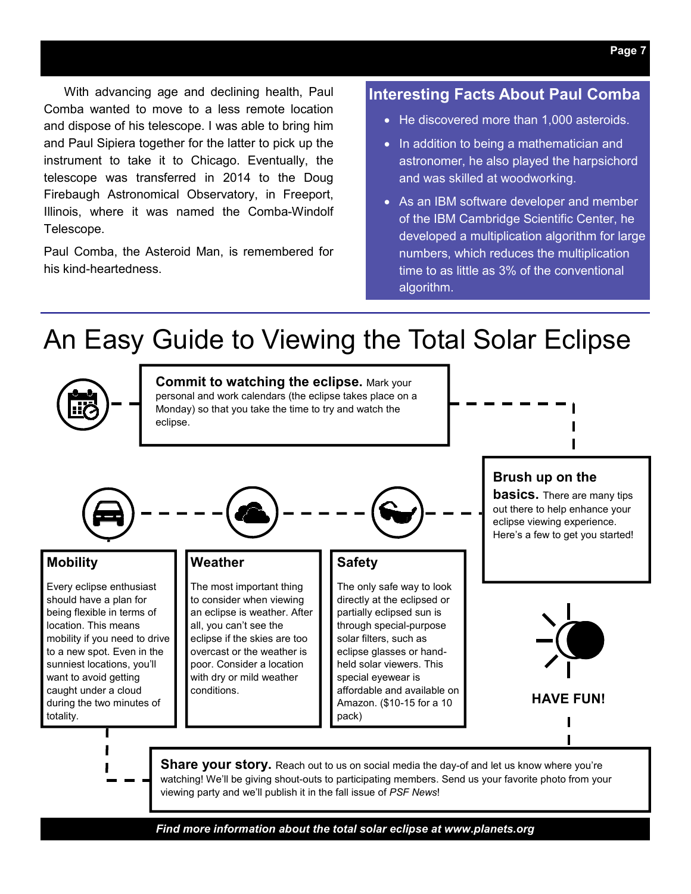With advancing age and declining health, Paul Comba wanted to move to a less remote location and dispose of his telescope. I was able to bring him and Paul Sipiera together for the latter to pick up the instrument to take it to Chicago. Eventually, the telescope was transferred in 2014 to the Doug Firebaugh Astronomical Observatory, in Freeport, Illinois, where it was named the Comba-Windolf Telescope.

Paul Comba, the Asteroid Man, is remembered for his kind-heartedness.

### Interesting Facts About Paul Comba

- He discovered more than 1,000 asteroids.
- In addition to being a mathematician and astronomer, he also played the harpsichord and was skilled at woodworking.
- As an IBM software developer and member of the IBM Cambridge Scientific Center, he developed a multiplication algorithm for large numbers, which reduces the multiplication time to as little as 3% of the conventional algorithm.

# An Easy Guide to Viewing the Total Solar Eclipse

**Commit to watching the eclipse.** Mark your personal and work calendars (the eclipse takes place on a Monday) so that you take the time to try and watch the eclipse.

**Brush up on the basics.** There are many tips out there to help enhance your eclipse viewing experience. Here's a few to get you started!

### Mobility

Every eclipse enthusiast should have a plan for being flexible in terms of location. This means mobility if you need to drive to a new spot. Even in the sunniest locations, you'll want to avoid getting caught under a cloud during the two minutes of totality.

### Weather

The most important thing to consider when viewing an eclipse is weather. After all, you can't see the eclipse if the skies are too overcast or the weather is poor. Consider a location with dry or mild weather conditions.

### Safety

The only safe way to look directly at the eclipsed or partially eclipsed sun is through special-purpose solar filters, such as eclipse glasses or hand-held solar viewers. This special eyewear is affordable and available on Amazon. ($10-15 for a 10 pack)

**HAVE FUN!**

**Share your story.** Reach out to us on social media the day-of and let us know where you're watching! We'll be giving shout-outs to participating members. Send us your favorite photo from your viewing party and we'll publish it in the fall issue of *PSF News*!

***Find more information about the total solar eclipse at www.planets.org***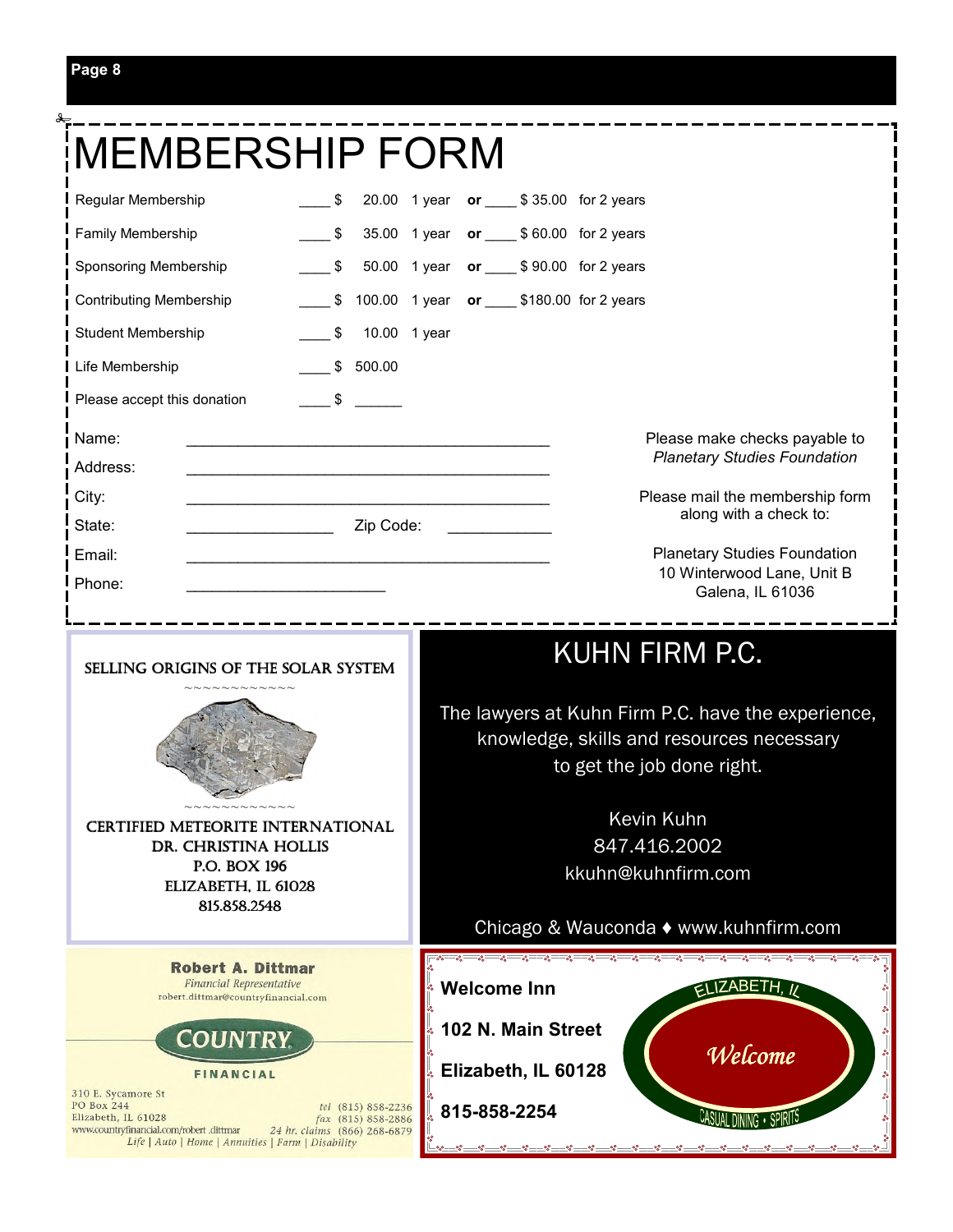# MEMBERSHIP FORM

| | | |
|---|---|---|
| Regular Membership | ____ $ 20.00 1 year | **or** ____ $ 35.00 for 2 years |
| Family Membership | ____ $ 35.00 1 year | **or** ____ $ 60.00 for 2 years |
| Sponsoring Membership | ____ $ 50.00 1 year | **or** ____ $ 90.00 for 2 years |
| Contributing Membership | ____ $ 100.00 1 year | **or** ____ $180.00 for 2 years |
| Student Membership | ____ $ 10.00 1 year | |
| Life Membership | ____ $ 500.00 | |
| Please accept this donation | ____ $ ______ | |

Name: ____________________________________________

Address: ____________________________________________

City: ____________________________________________

State: _________________ Zip Code: ____________

Email: ____________________________________________

Phone: ________________________

Please make checks payable to *Planetary Studies Foundation*

Please mail the membership form along with a check to:

Planetary Studies Foundation
10 Winterwood Lane, Unit B
Galena, IL 61036

---

SELLING ORIGINS OF THE SOLAR SYSTEM

CERTIFIED METEORITE INTERNATIONAL
DR. CHRISTINA HOLLIS
P.O. BOX 196
ELIZABETH, IL 61028
815.858.2548

---

## KUHN FIRM P.C.

The lawyers at Kuhn Firm P.C. have the experience, knowledge, skills and resources necessary to get the job done right.

Kevin Kuhn
847.416.2002
kkuhn@kuhnfirm.com

Chicago & Wauconda ♦ www.kuhnfirm.com

---

**Robert A. Dittmar**
*Financial Representative*
robert.dittmar@countryfinancial.com

COUNTRY FINANCIAL

310 E. Sycamore St
PO Box 244
Elizabeth, IL 61028
www.countryfinancial.com/robert.dittmar

*tel* (815) 858-2236
*fax* (815) 858-2886
*24 hr. claims* (866) 268-6879

*Life | Auto | Home | Annuities | Farm | Disability*

---

**Welcome Inn**

**102 N. Main Street**

**Elizabeth, IL 60128**

**815-858-2254**

ELIZABETH, IL
*Welcome*
CASUAL DINING • SPIRITS